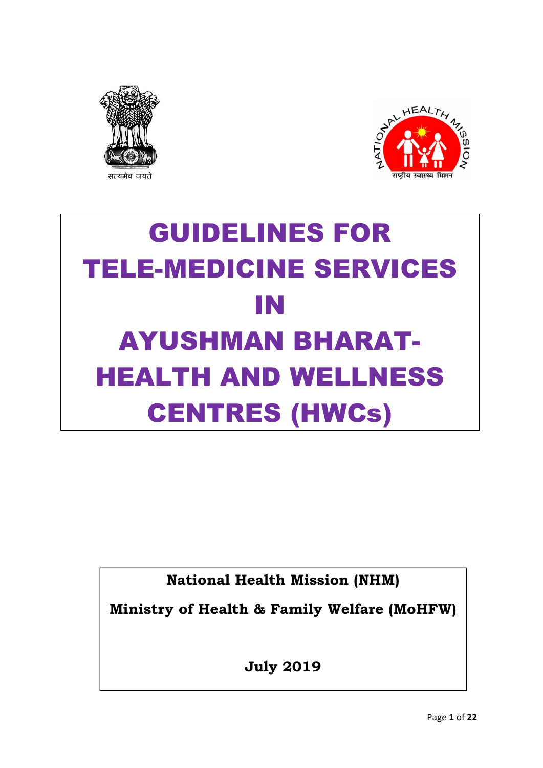# GUIDELINES FOR TELE-MEDICINE SERVICES IN AYUSHMAN BHARAT-HEALTH AND WELLNESS CENTRES (HWCs)

**National Health Mission (NHM)**

**Ministry of Health & Family Welfare (MoHFW)**

**July 2019**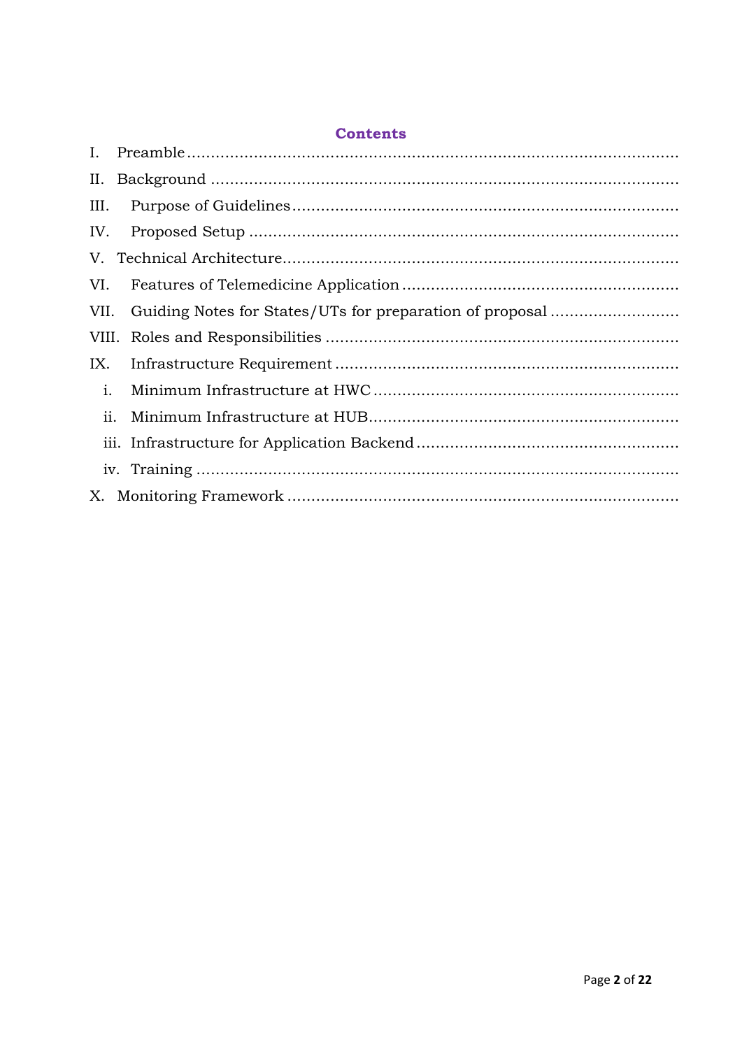## Contents

I. Preamble

II. Background

III. Purpose of Guidelines

IV. Proposed Setup

V. Technical Architecture

VI. Features of Telemedicine Application

VII. Guiding Notes for States/UTs for preparation of proposal

VIII. Roles and Responsibilities

IX. Infrastructure Requirement

   i. Minimum Infrastructure at HWC

   ii. Minimum Infrastructure at HUB

   iii. Infrastructure for Application Backend

   iv. Training

X. Monitoring Framework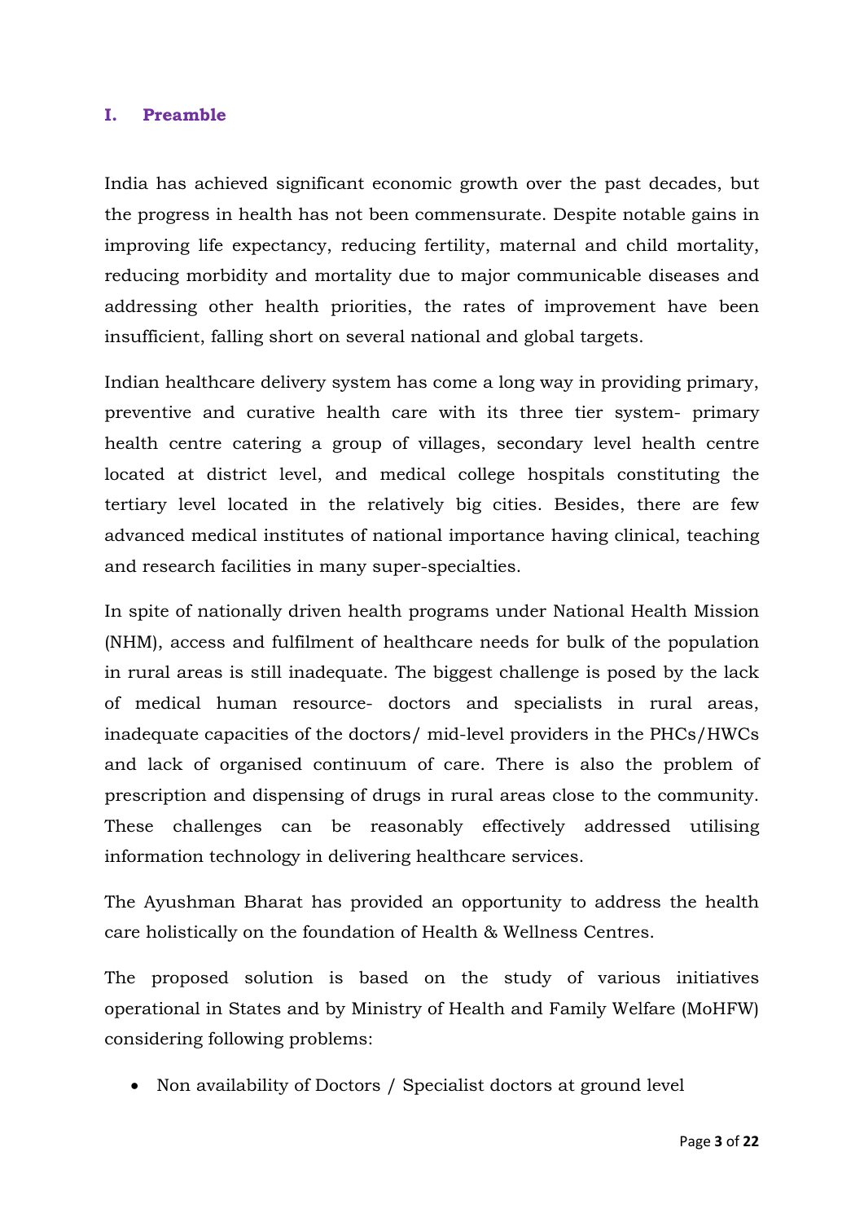## I. Preamble

India has achieved significant economic growth over the past decades, but the progress in health has not been commensurate. Despite notable gains in improving life expectancy, reducing fertility, maternal and child mortality, reducing morbidity and mortality due to major communicable diseases and addressing other health priorities, the rates of improvement have been insufficient, falling short on several national and global targets.

Indian healthcare delivery system has come a long way in providing primary, preventive and curative health care with its three tier system- primary health centre catering a group of villages, secondary level health centre located at district level, and medical college hospitals constituting the tertiary level located in the relatively big cities. Besides, there are few advanced medical institutes of national importance having clinical, teaching and research facilities in many super-specialties.

In spite of nationally driven health programs under National Health Mission (NHM), access and fulfilment of healthcare needs for bulk of the population in rural areas is still inadequate. The biggest challenge is posed by the lack of medical human resource- doctors and specialists in rural areas, inadequate capacities of the doctors/ mid-level providers in the PHCs/HWCs and lack of organised continuum of care. There is also the problem of prescription and dispensing of drugs in rural areas close to the community. These challenges can be reasonably effectively addressed utilising information technology in delivering healthcare services.

The Ayushman Bharat has provided an opportunity to address the health care holistically on the foundation of Health & Wellness Centres.

The proposed solution is based on the study of various initiatives operational in States and by Ministry of Health and Family Welfare (MoHFW) considering following problems:

- Non availability of Doctors / Specialist doctors at ground level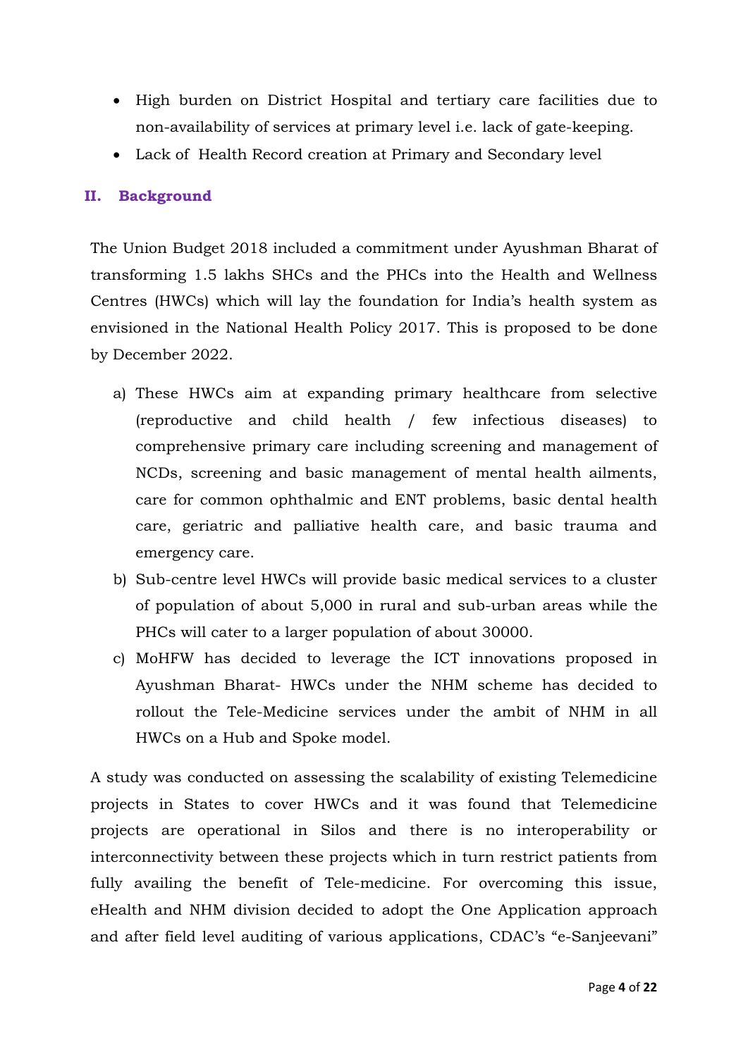- High burden on District Hospital and tertiary care facilities due to non-availability of services at primary level i.e. lack of gate-keeping.
- Lack of Health Record creation at Primary and Secondary level

## II. Background

The Union Budget 2018 included a commitment under Ayushman Bharat of transforming 1.5 lakhs SHCs and the PHCs into the Health and Wellness Centres (HWCs) which will lay the foundation for India's health system as envisioned in the National Health Policy 2017. This is proposed to be done by December 2022.

a) These HWCs aim at expanding primary healthcare from selective (reproductive and child health / few infectious diseases) to comprehensive primary care including screening and management of NCDs, screening and basic management of mental health ailments, care for common ophthalmic and ENT problems, basic dental health care, geriatric and palliative health care, and basic trauma and emergency care.
b) Sub-centre level HWCs will provide basic medical services to a cluster of population of about 5,000 in rural and sub-urban areas while the PHCs will cater to a larger population of about 30000.
c) MoHFW has decided to leverage the ICT innovations proposed in Ayushman Bharat- HWCs under the NHM scheme has decided to rollout the Tele-Medicine services under the ambit of NHM in all HWCs on a Hub and Spoke model.

A study was conducted on assessing the scalability of existing Telemedicine projects in States to cover HWCs and it was found that Telemedicine projects are operational in Silos and there is no interoperability or interconnectivity between these projects which in turn restrict patients from fully availing the benefit of Tele-medicine. For overcoming this issue, eHealth and NHM division decided to adopt the One Application approach and after field level auditing of various applications, CDAC's "e-Sanjeevani"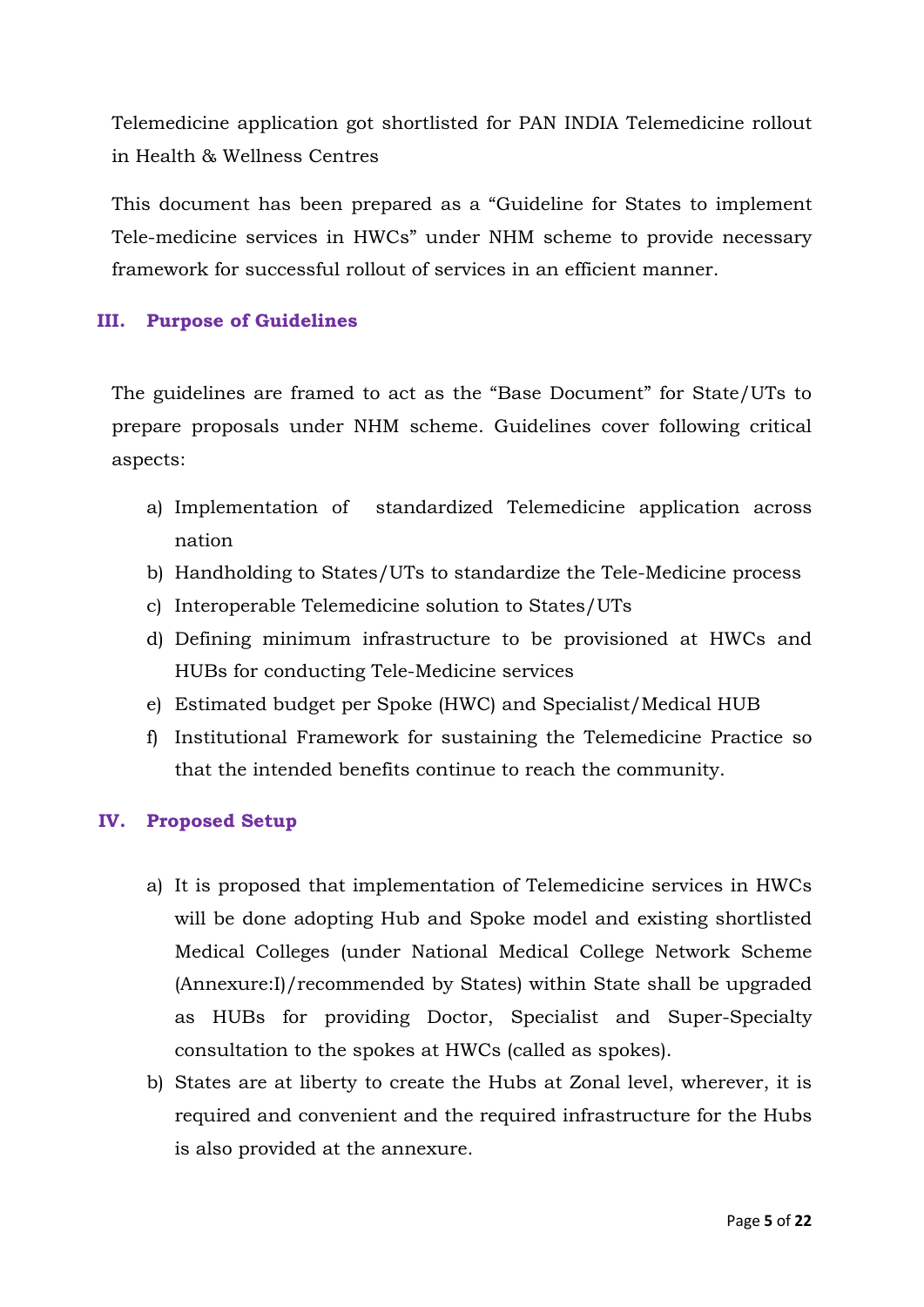Telemedicine application got shortlisted for PAN INDIA Telemedicine rollout in Health & Wellness Centres

This document has been prepared as a "Guideline for States to implement Tele-medicine services in HWCs" under NHM scheme to provide necessary framework for successful rollout of services in an efficient manner.

## III. Purpose of Guidelines

The guidelines are framed to act as the "Base Document" for State/UTs to prepare proposals under NHM scheme. Guidelines cover following critical aspects:

a) Implementation of standardized Telemedicine application across nation
b) Handholding to States/UTs to standardize the Tele-Medicine process
c) Interoperable Telemedicine solution to States/UTs
d) Defining minimum infrastructure to be provisioned at HWCs and HUBs for conducting Tele-Medicine services
e) Estimated budget per Spoke (HWC) and Specialist/Medical HUB
f) Institutional Framework for sustaining the Telemedicine Practice so that the intended benefits continue to reach the community.

## IV. Proposed Setup

a) It is proposed that implementation of Telemedicine services in HWCs will be done adopting Hub and Spoke model and existing shortlisted Medical Colleges (under National Medical College Network Scheme (Annexure:I)/recommended by States) within State shall be upgraded as HUBs for providing Doctor, Specialist and Super-Specialty consultation to the spokes at HWCs (called as spokes).
b) States are at liberty to create the Hubs at Zonal level, wherever, it is required and convenient and the required infrastructure for the Hubs is also provided at the annexure.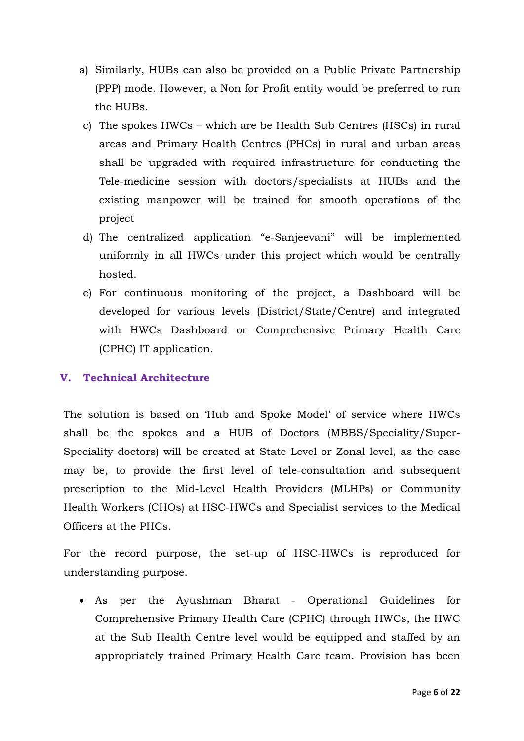a) Similarly, HUBs can also be provided on a Public Private Partnership (PPP) mode. However, a Non for Profit entity would be preferred to run the HUBs.

c) The spokes HWCs – which are be Health Sub Centres (HSCs) in rural areas and Primary Health Centres (PHCs) in rural and urban areas shall be upgraded with required infrastructure for conducting the Tele-medicine session with doctors/specialists at HUBs and the existing manpower will be trained for smooth operations of the project

d) The centralized application "e-Sanjeevani" will be implemented uniformly in all HWCs under this project which would be centrally hosted.

e) For continuous monitoring of the project, a Dashboard will be developed for various levels (District/State/Centre) and integrated with HWCs Dashboard or Comprehensive Primary Health Care (CPHC) IT application.

## V. Technical Architecture

The solution is based on 'Hub and Spoke Model' of service where HWCs shall be the spokes and a HUB of Doctors (MBBS/Speciality/Super-Speciality doctors) will be created at State Level or Zonal level, as the case may be, to provide the first level of tele-consultation and subsequent prescription to the Mid-Level Health Providers (MLHPs) or Community Health Workers (CHOs) at HSC-HWCs and Specialist services to the Medical Officers at the PHCs.

For the record purpose, the set-up of HSC-HWCs is reproduced for understanding purpose.

- As per the Ayushman Bharat - Operational Guidelines for Comprehensive Primary Health Care (CPHC) through HWCs, the HWC at the Sub Health Centre level would be equipped and staffed by an appropriately trained Primary Health Care team. Provision has been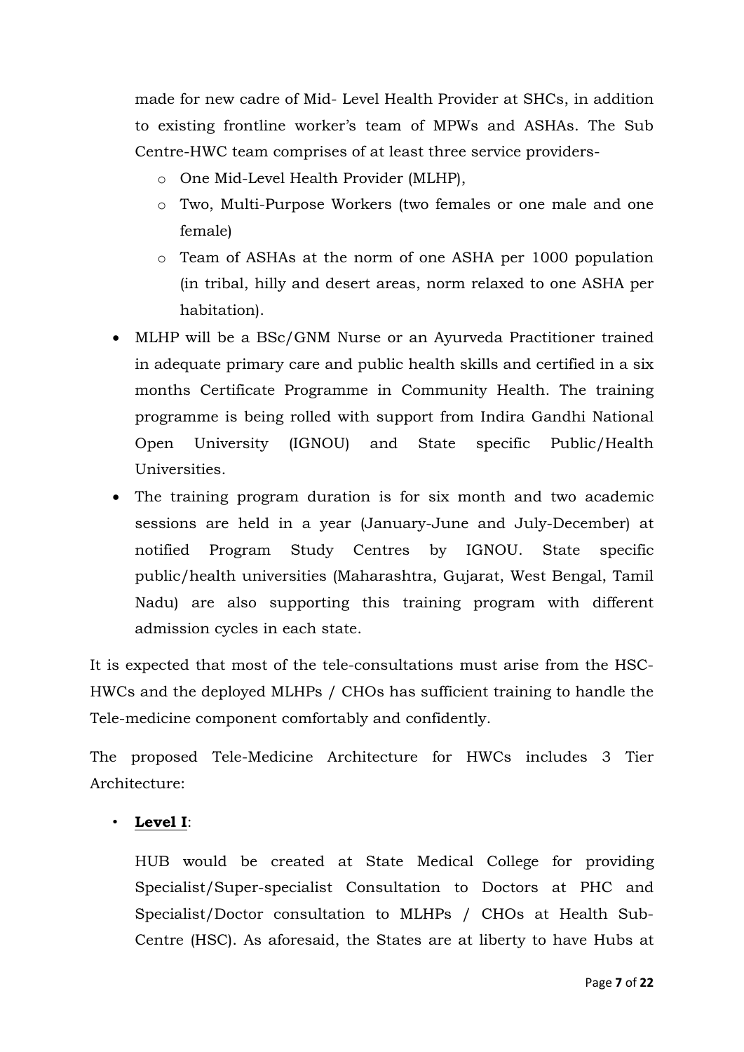made for new cadre of Mid- Level Health Provider at SHCs, in addition to existing frontline worker's team of MPWs and ASHAs. The Sub Centre-HWC team comprises of at least three service providers-

- One Mid-Level Health Provider (MLHP),
- Two, Multi-Purpose Workers (two females or one male and one female)
- Team of ASHAs at the norm of one ASHA per 1000 population (in tribal, hilly and desert areas, norm relaxed to one ASHA per habitation).

- MLHP will be a BSc/GNM Nurse or an Ayurveda Practitioner trained in adequate primary care and public health skills and certified in a six months Certificate Programme in Community Health. The training programme is being rolled with support from Indira Gandhi National Open University (IGNOU) and State specific Public/Health Universities.
- The training program duration is for six month and two academic sessions are held in a year (January-June and July-December) at notified Program Study Centres by IGNOU. State specific public/health universities (Maharashtra, Gujarat, West Bengal, Tamil Nadu) are also supporting this training program with different admission cycles in each state.

It is expected that most of the tele-consultations must arise from the HSC-HWCs and the deployed MLHPs / CHOs has sufficient training to handle the Tele-medicine component comfortably and confidently.

The proposed Tele-Medicine Architecture for HWCs includes 3 Tier Architecture:

- **<u>Level I</u>**:

  HUB would be created at State Medical College for providing Specialist/Super-specialist Consultation to Doctors at PHC and Specialist/Doctor consultation to MLHPs / CHOs at Health Sub-Centre (HSC). As aforesaid, the States are at liberty to have Hubs at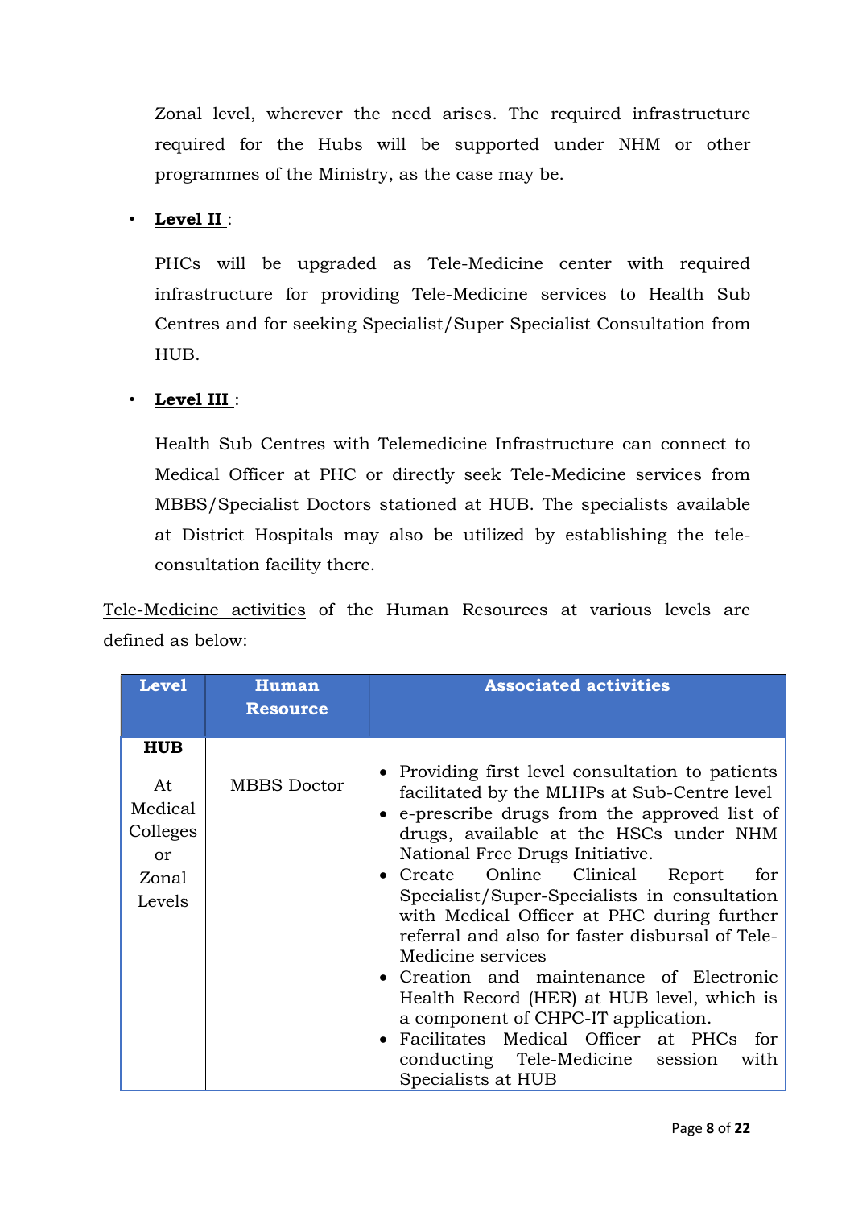Zonal level, wherever the need arises. The required infrastructure required for the Hubs will be supported under NHM or other programmes of the Ministry, as the case may be.

- **Level II** :

  PHCs will be upgraded as Tele-Medicine center with required infrastructure for providing Tele-Medicine services to Health Sub Centres and for seeking Specialist/Super Specialist Consultation from HUB.

- **Level III** :

  Health Sub Centres with Telemedicine Infrastructure can connect to Medical Officer at PHC or directly seek Tele-Medicine services from MBBS/Specialist Doctors stationed at HUB. The specialists available at District Hospitals may also be utilized by establishing the tele-consultation facility there.

Tele-Medicine activities of the Human Resources at various levels are defined as below:

| Level | Human Resource | Associated activities |
|---|---|---|
| **HUB**<br>At Medical Colleges or Zonal Levels | MBBS Doctor | • Providing first level consultation to patients facilitated by the MLHPs at Sub-Centre level<br>• e-prescribe drugs from the approved list of drugs, available at the HSCs under NHM National Free Drugs Initiative.<br>• Create Online Clinical Report for Specialist/Super-Specialists in consultation with Medical Officer at PHC during further referral and also for faster disbursal of Tele-Medicine services<br>• Creation and maintenance of Electronic Health Record (HER) at HUB level, which is a component of CHPC-IT application.<br>• Facilitates Medical Officer at PHCs for conducting Tele-Medicine session with Specialists at HUB |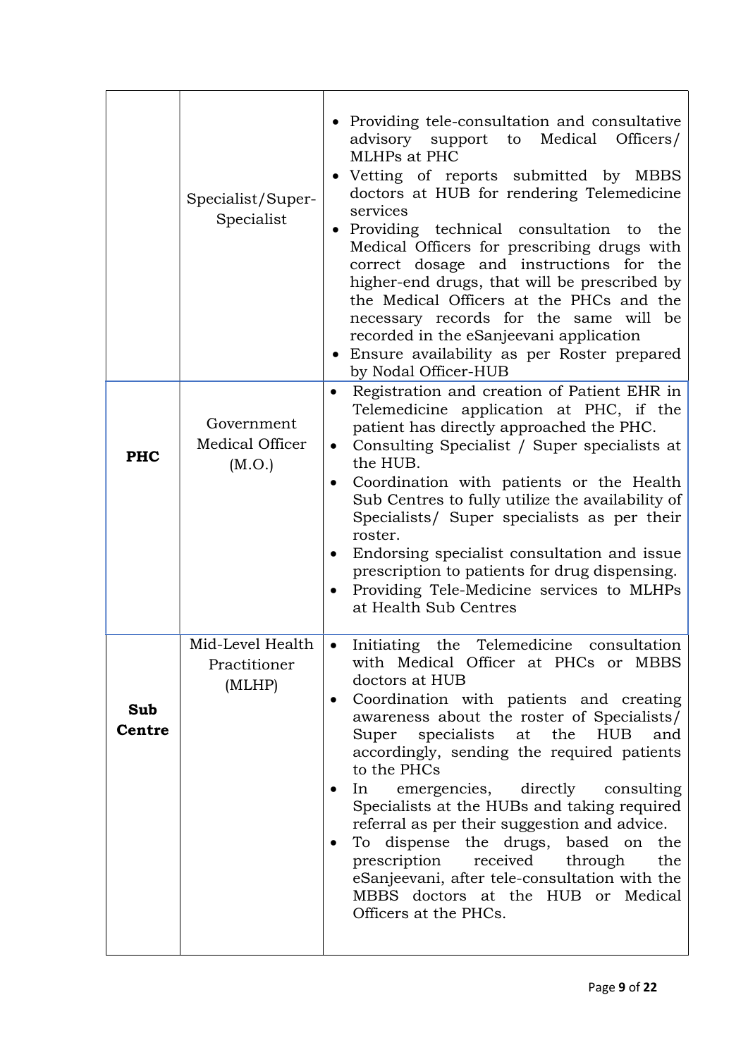| | | |
|---|---|---|
| | Specialist/Super-Specialist | • Providing tele-consultation and consultative advisory support to Medical Officers/ MLHPs at PHC<br>• Vetting of reports submitted by MBBS doctors at HUB for rendering Telemedicine services<br>• Providing technical consultation to the Medical Officers for prescribing drugs with correct dosage and instructions for the higher-end drugs, that will be prescribed by the Medical Officers at the PHCs and the necessary records for the same will be recorded in the eSanjeevani application<br>• Ensure availability as per Roster prepared by Nodal Officer-HUB |
| **PHC** | Government Medical Officer (M.O.) | • Registration and creation of Patient EHR in Telemedicine application at PHC, if the patient has directly approached the PHC.<br>• Consulting Specialist / Super specialists at the HUB.<br>• Coordination with patients or the Health Sub Centres to fully utilize the availability of Specialists/ Super specialists as per their roster.<br>• Endorsing specialist consultation and issue prescription to patients for drug dispensing.<br>• Providing Tele-Medicine services to MLHPs at Health Sub Centres |
| **Sub Centre** | Mid-Level Health Practitioner (MLHP) | • Initiating the Telemedicine consultation with Medical Officer at PHCs or MBBS doctors at HUB<br>• Coordination with patients and creating awareness about the roster of Specialists/ Super specialists at the HUB and accordingly, sending the required patients to the PHCs<br>• In emergencies, directly consulting Specialists at the HUBs and taking required referral as per their suggestion and advice.<br>• To dispense the drugs, based on the prescription received through the eSanjeevani, after tele-consultation with the MBBS doctors at the HUB or Medical Officers at the PHCs. |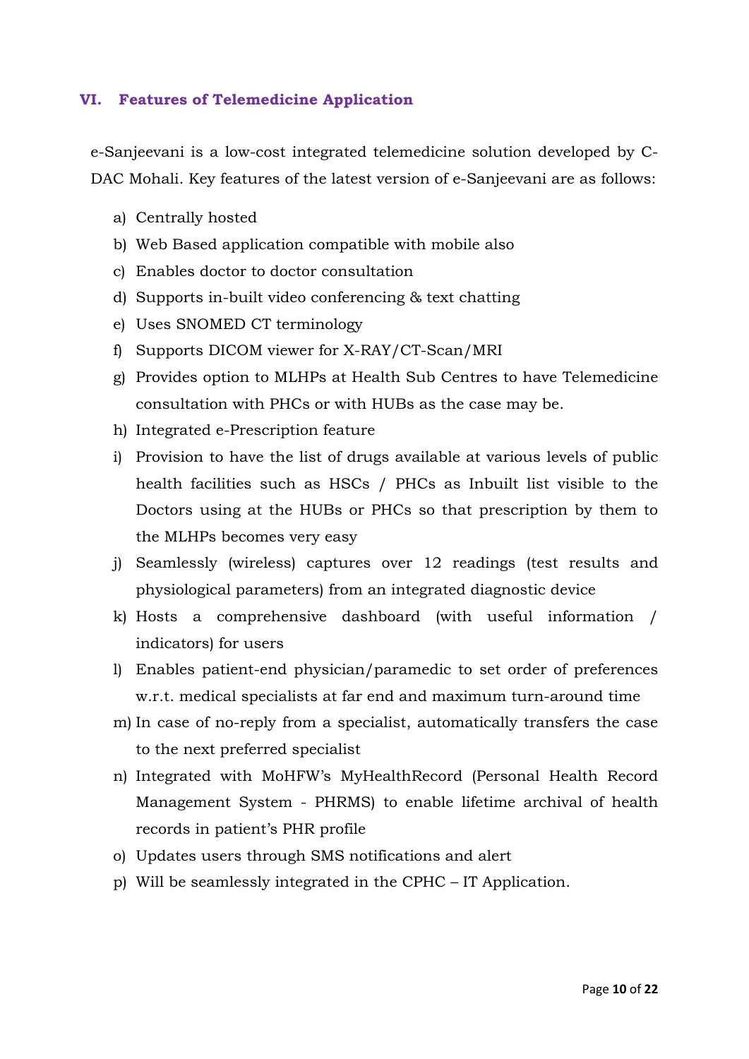## VI. Features of Telemedicine Application

e-Sanjeevani is a low-cost integrated telemedicine solution developed by C-DAC Mohali. Key features of the latest version of e-Sanjeevani are as follows:

a) Centrally hosted
b) Web Based application compatible with mobile also
c) Enables doctor to doctor consultation
d) Supports in-built video conferencing & text chatting
e) Uses SNOMED CT terminology
f) Supports DICOM viewer for X-RAY/CT-Scan/MRI
g) Provides option to MLHPs at Health Sub Centres to have Telemedicine consultation with PHCs or with HUBs as the case may be.
h) Integrated e-Prescription feature
i) Provision to have the list of drugs available at various levels of public health facilities such as HSCs / PHCs as Inbuilt list visible to the Doctors using at the HUBs or PHCs so that prescription by them to the MLHPs becomes very easy
j) Seamlessly (wireless) captures over 12 readings (test results and physiological parameters) from an integrated diagnostic device
k) Hosts a comprehensive dashboard (with useful information / indicators) for users
l) Enables patient-end physician/paramedic to set order of preferences w.r.t. medical specialists at far end and maximum turn-around time
m) In case of no-reply from a specialist, automatically transfers the case to the next preferred specialist
n) Integrated with MoHFW's MyHealthRecord (Personal Health Record Management System - PHRMS) to enable lifetime archival of health records in patient's PHR profile
o) Updates users through SMS notifications and alert
p) Will be seamlessly integrated in the CPHC – IT Application.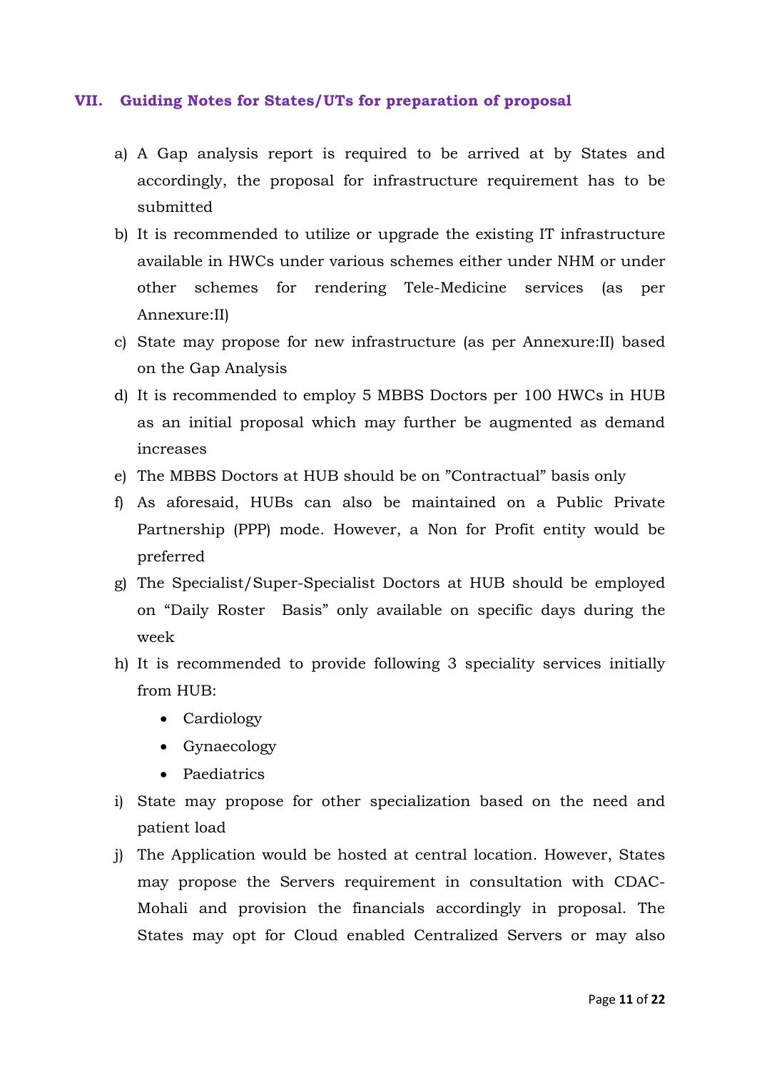## VII. Guiding Notes for States/UTs for preparation of proposal

a) A Gap analysis report is required to be arrived at by States and accordingly, the proposal for infrastructure requirement has to be submitted

b) It is recommended to utilize or upgrade the existing IT infrastructure available in HWCs under various schemes either under NHM or under other schemes for rendering Tele-Medicine services (as per Annexure:II)

c) State may propose for new infrastructure (as per Annexure:II) based on the Gap Analysis

d) It is recommended to employ 5 MBBS Doctors per 100 HWCs in HUB as an initial proposal which may further be augmented as demand increases

e) The MBBS Doctors at HUB should be on "Contractual" basis only

f) As aforesaid, HUBs can also be maintained on a Public Private Partnership (PPP) mode. However, a Non for Profit entity would be preferred

g) The Specialist/Super-Specialist Doctors at HUB should be employed on "Daily Roster Basis" only available on specific days during the week

h) It is recommended to provide following 3 speciality services initially from HUB:
   - Cardiology
   - Gynaecology
   - Paediatrics

i) State may propose for other specialization based on the need and patient load

j) The Application would be hosted at central location. However, States may propose the Servers requirement in consultation with CDAC-Mohali and provision the financials accordingly in proposal. The States may opt for Cloud enabled Centralized Servers or may also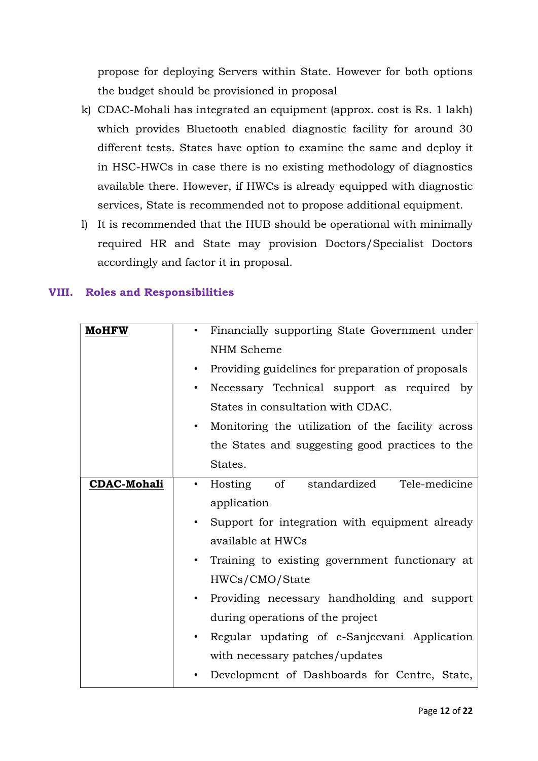propose for deploying Servers within State. However for both options the budget should be provisioned in proposal

k) CDAC-Mohali has integrated an equipment (approx. cost is Rs. 1 lakh) which provides Bluetooth enabled diagnostic facility for around 30 different tests. States have option to examine the same and deploy it in HSC-HWCs in case there is no existing methodology of diagnostics available there. However, if HWCs is already equipped with diagnostic services, State is recommended not to propose additional equipment.

l) It is recommended that the HUB should be operational with minimally required HR and State may provision Doctors/Specialist Doctors accordingly and factor it in proposal.

## VIII. Roles and Responsibilities

| | |
|---|---|
| **MoHFW** | • Financially supporting State Government under NHM Scheme<br>• Providing guidelines for preparation of proposals<br>• Necessary Technical support as required by States in consultation with CDAC.<br>• Monitoring the utilization of the facility across the States and suggesting good practices to the States. |
| **CDAC-Mohali** | • Hosting of standardized Tele-medicine application<br>• Support for integration with equipment already available at HWCs<br>• Training to existing government functionary at HWCs/CMO/State<br>• Providing necessary handholding and support during operations of the project<br>• Regular updating of e-Sanjeevani Application with necessary patches/updates<br>• Development of Dashboards for Centre, State, |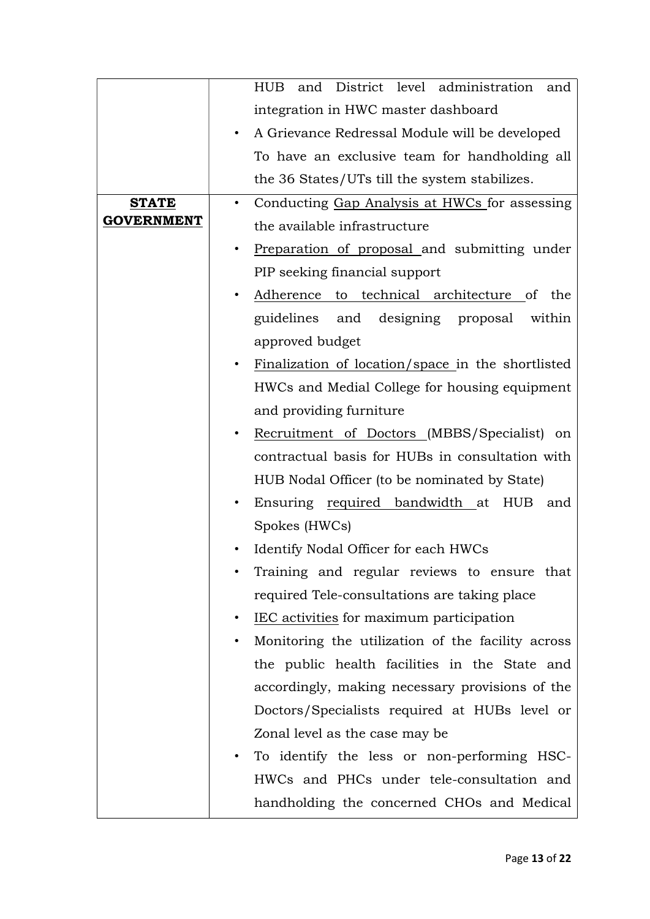| | |
|---|---|
| | HUB and District level administration and integration in HWC master dashboard<br>• A Grievance Redressal Module will be developed To have an exclusive team for handholding all the 36 States/UTs till the system stabilizes. |
| **STATE GOVERNMENT** | • Conducting <u>Gap Analysis at HWCs</u> for assessing the available infrastructure<br>• <u>Preparation of proposal</u> and submitting under PIP seeking financial support<br>• <u>Adherence to technical architecture</u> of the guidelines and designing proposal within approved budget<br>• <u>Finalization of location/space</u> in the shortlisted HWCs and Medial College for housing equipment and providing furniture<br>• <u>Recruitment of Doctors</u> (MBBS/Specialist) on contractual basis for HUBs in consultation with HUB Nodal Officer (to be nominated by State)<br>• Ensuring <u>required bandwidth</u> at HUB and Spokes (HWCs)<br>• Identify Nodal Officer for each HWCs<br>• Training and regular reviews to ensure that required Tele-consultations are taking place<br>• <u>IEC activities</u> for maximum participation<br>• Monitoring the utilization of the facility across the public health facilities in the State and accordingly, making necessary provisions of the Doctors/Specialists required at HUBs level or Zonal level as the case may be<br>• To identify the less or non-performing HSC-HWCs and PHCs under tele-consultation and handholding the concerned CHOs and Medical |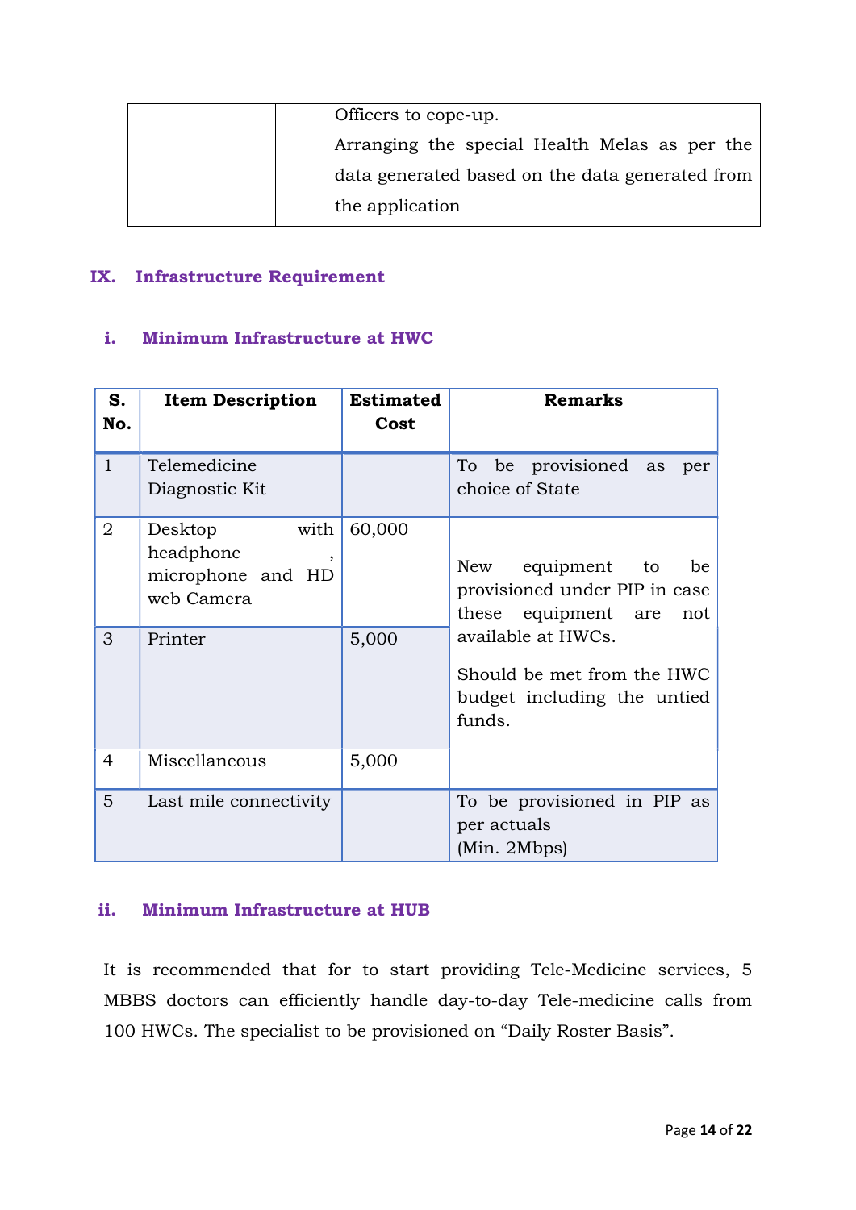| | Officers to cope-up.<br>Arranging the special Health Melas as per the data generated based on the data generated from the application |
|---|---|

## IX. Infrastructure Requirement

### i. Minimum Infrastructure at HWC

| S. No. | Item Description | Estimated Cost | Remarks |
|---|---|---|---|
| 1 | Telemedicine Diagnostic Kit | | To be provisioned as per choice of State |
| 2 | Desktop with headphone , microphone and HD web Camera | 60,000 | New equipment to be provisioned under PIP in case these equipment are not available at HWCs.<br>Should be met from the HWC budget including the untied funds. |
| 3 | Printer | 5,000 | |
| 4 | Miscellaneous | 5,000 | |
| 5 | Last mile connectivity | | To be provisioned in PIP as per actuals (Min. 2Mbps) |

### ii. Minimum Infrastructure at HUB

It is recommended that for to start providing Tele-Medicine services, 5 MBBS doctors can efficiently handle day-to-day Tele-medicine calls from 100 HWCs. The specialist to be provisioned on "Daily Roster Basis".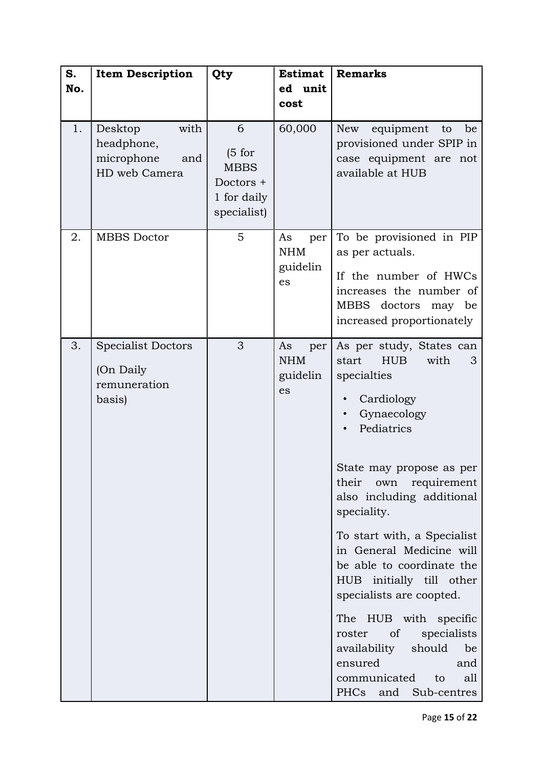| S. No. | Item Description | Qty | Estimated unit cost | Remarks |
|---|---|---|---|---|
| 1. | Desktop with headphone, microphone and HD web Camera | 6 (5 for MBBS Doctors + 1 for daily specialist) | 60,000 | New equipment to be provisioned under SPIP in case equipment are not available at HUB |
| 2. | MBBS Doctor | 5 | As per NHM guidelines | To be provisioned in PIP as per actuals. If the number of HWCs increases the number of MBBS doctors may be increased proportionately |
| 3. | Specialist Doctors (On Daily remuneration basis) | 3 | As per NHM guidelines | As per study, States can start HUB with 3 specialties<br>• Cardiology<br>• Gynaecology<br>• Pediatrics<br><br>State may propose as per their own requirement also including additional speciality.<br><br>To start with, a Specialist in General Medicine will be able to coordinate the HUB initially till other specialists are coopted.<br><br>The HUB with specific roster of specialists availability should be ensured and communicated to all PHCs and Sub-centres |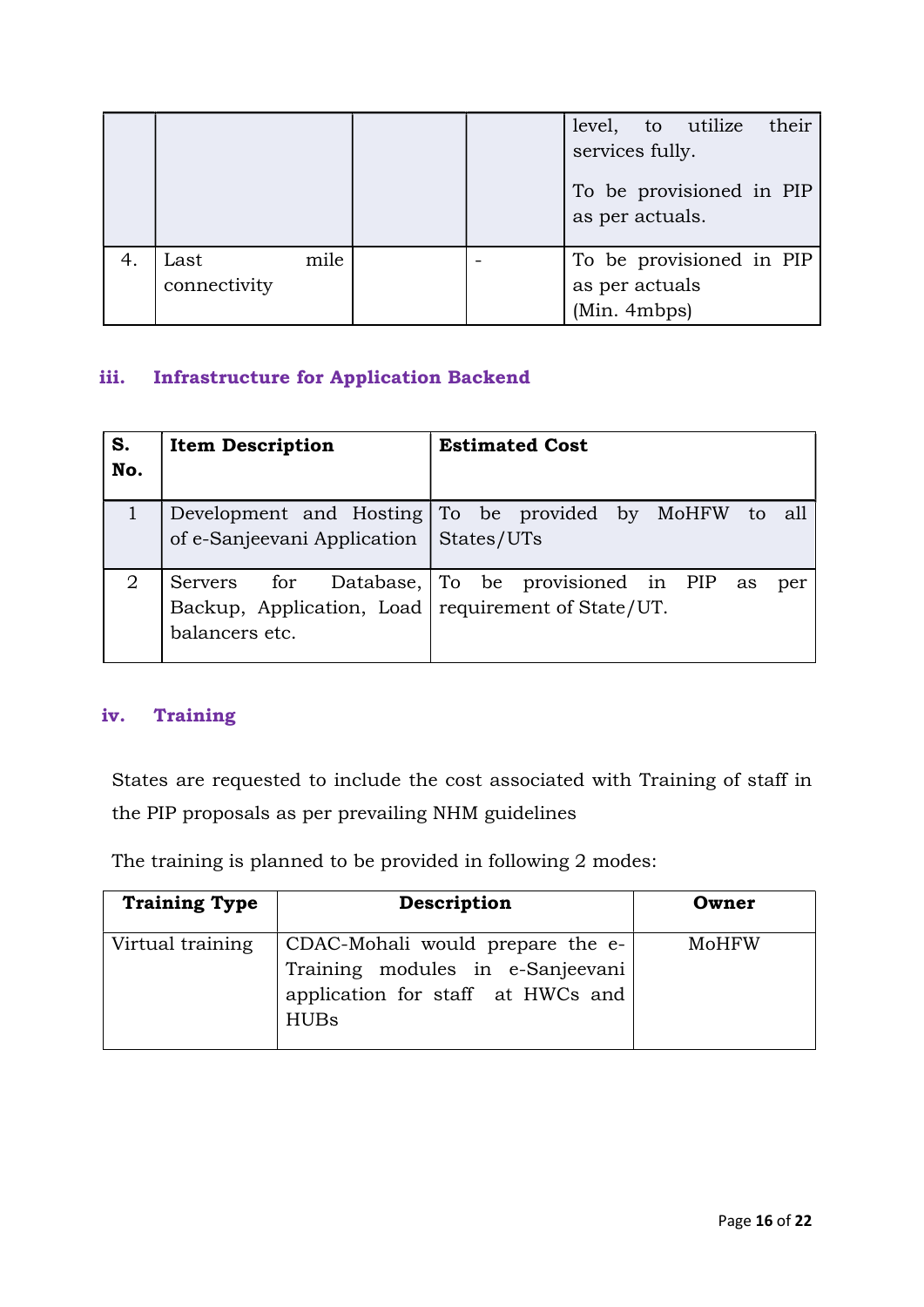| | | | | level, to utilize their services fully.<br><br>To be provisioned in PIP as per actuals. |
|---|---|---|---|---|
| 4. | Last mile connectivity | | - | To be provisioned in PIP as per actuals (Min. 4mbps) |

### iii. Infrastructure for Application Backend

| S. No. | Item Description | Estimated Cost |
|---|---|---|
| 1 | Development and Hosting of e-Sanjeevani Application | To be provided by MoHFW to all States/UTs |
| 2 | Servers for Database, Backup, Application, Load balancers etc. | To be provisioned in PIP as per requirement of State/UT. |

### iv. Training

States are requested to include the cost associated with Training of staff in the PIP proposals as per prevailing NHM guidelines

The training is planned to be provided in following 2 modes:

| Training Type | Description | Owner |
|---|---|---|
| Virtual training | CDAC-Mohali would prepare the e-Training modules in e-Sanjeevani application for staff at HWCs and HUBs | MoHFW |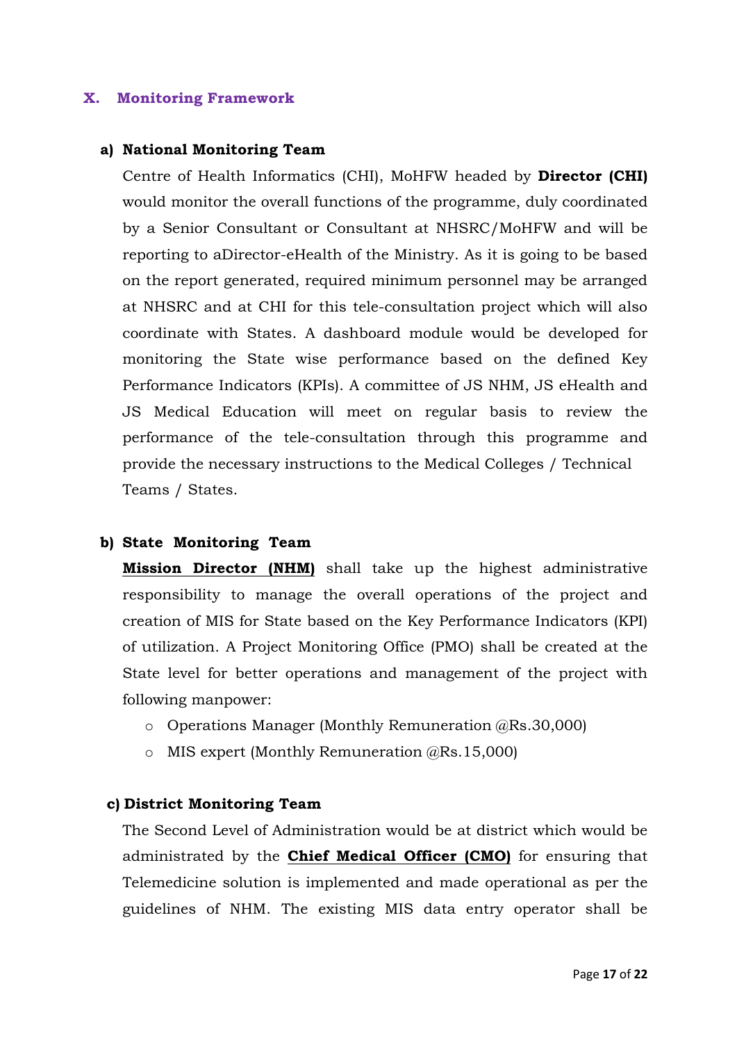## X. Monitoring Framework

### a) National Monitoring Team

Centre of Health Informatics (CHI), MoHFW headed by **Director (CHI)** would monitor the overall functions of the programme, duly coordinated by a Senior Consultant or Consultant at NHSRC/MoHFW and will be reporting to aDirector-eHealth of the Ministry. As it is going to be based on the report generated, required minimum personnel may be arranged at NHSRC and at CHI for this tele-consultation project which will also coordinate with States. A dashboard module would be developed for monitoring the State wise performance based on the defined Key Performance Indicators (KPIs). A committee of JS NHM, JS eHealth and JS Medical Education will meet on regular basis to review the performance of the tele-consultation through this programme and provide the necessary instructions to the Medical Colleges / Technical Teams / States.

### b) State Monitoring Team

**Mission Director (NHM)** shall take up the highest administrative responsibility to manage the overall operations of the project and creation of MIS for State based on the Key Performance Indicators (KPI) of utilization. A Project Monitoring Office (PMO) shall be created at the State level for better operations and management of the project with following manpower:

- Operations Manager (Monthly Remuneration @Rs.30,000)
- MIS expert (Monthly Remuneration @Rs.15,000)

### c) District Monitoring Team

The Second Level of Administration would be at district which would be administrated by the **Chief Medical Officer (CMO)** for ensuring that Telemedicine solution is implemented and made operational as per the guidelines of NHM. The existing MIS data entry operator shall be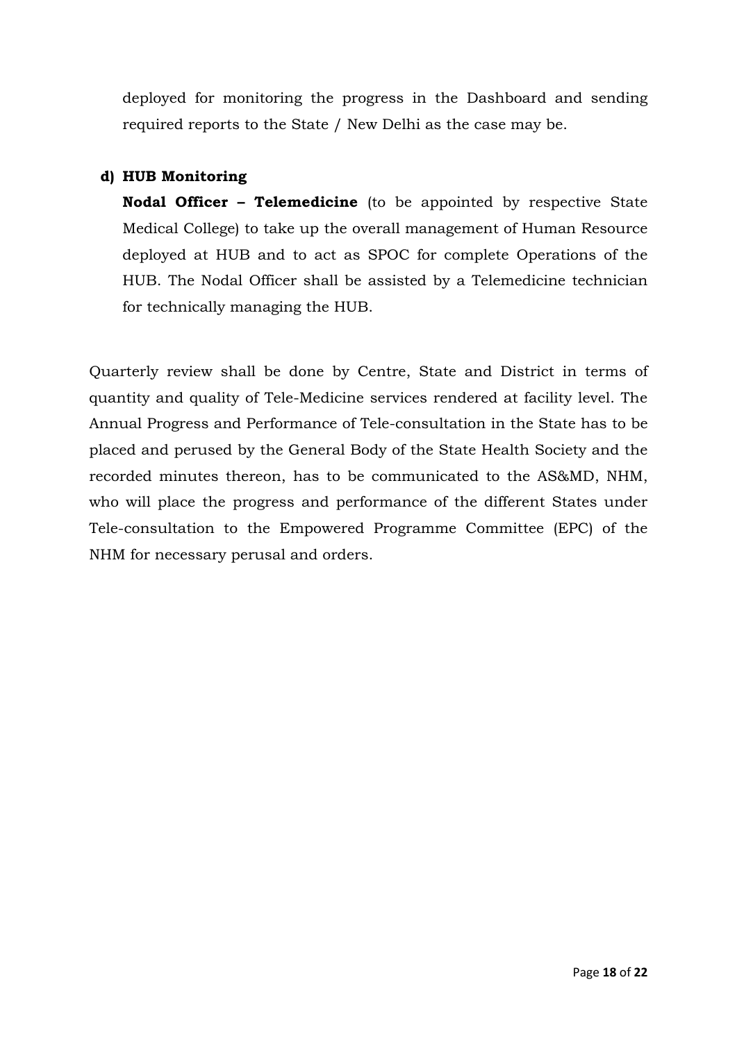deployed for monitoring the progress in the Dashboard and sending required reports to the State / New Delhi as the case may be.

**d) HUB Monitoring**

**Nodal Officer – Telemedicine** (to be appointed by respective State Medical College) to take up the overall management of Human Resource deployed at HUB and to act as SPOC for complete Operations of the HUB. The Nodal Officer shall be assisted by a Telemedicine technician for technically managing the HUB.

Quarterly review shall be done by Centre, State and District in terms of quantity and quality of Tele-Medicine services rendered at facility level. The Annual Progress and Performance of Tele-consultation in the State has to be placed and perused by the General Body of the State Health Society and the recorded minutes thereon, has to be communicated to the AS&MD, NHM, who will place the progress and performance of the different States under Tele-consultation to the Empowered Programme Committee (EPC) of the NHM for necessary perusal and orders.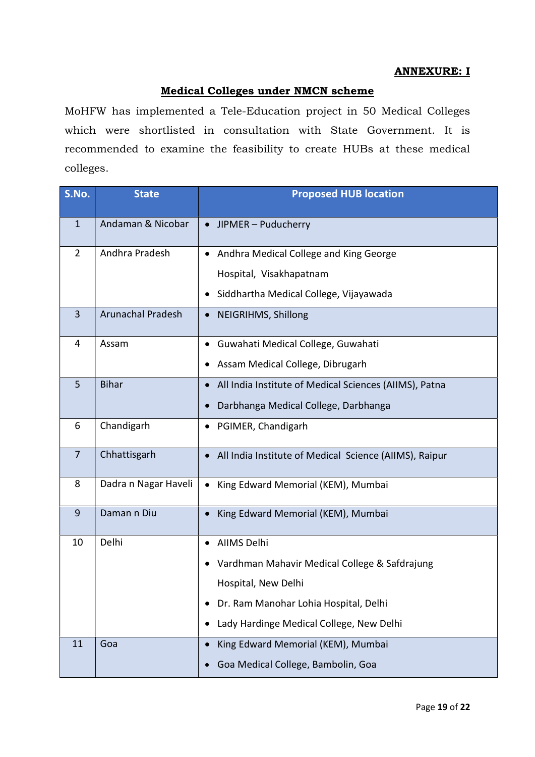**ANNEXURE: I**

## Medical Colleges under NMCN scheme

MoHFW has implemented a Tele-Education project in 50 Medical Colleges which were shortlisted in consultation with State Government. It is recommended to examine the feasibility to create HUBs at these medical colleges.

| S.No. | State | Proposed HUB location |
|---|---|---|
| 1 | Andaman & Nicobar | • JIPMER – Puducherry |
| 2 | Andhra Pradesh | • Andhra Medical College and King George Hospital, Visakhapatnam<br>• Siddhartha Medical College, Vijayawada |
| 3 | Arunachal Pradesh | • NEIGRIHMS, Shillong |
| 4 | Assam | • Guwahati Medical College, Guwahati<br>• Assam Medical College, Dibrugarh |
| 5 | Bihar | • All India Institute of Medical Sciences (AIIMS), Patna<br>• Darbhanga Medical College, Darbhanga |
| 6 | Chandigarh | • PGIMER, Chandigarh |
| 7 | Chhattisgarh | • All India Institute of Medical Science (AIIMS), Raipur |
| 8 | Dadra n Nagar Haveli | • King Edward Memorial (KEM), Mumbai |
| 9 | Daman n Diu | • King Edward Memorial (KEM), Mumbai |
| 10 | Delhi | • AIIMS Delhi<br>• Vardhman Mahavir Medical College & Safdrajung Hospital, New Delhi<br>• Dr. Ram Manohar Lohia Hospital, Delhi<br>• Lady Hardinge Medical College, New Delhi |
| 11 | Goa | • King Edward Memorial (KEM), Mumbai<br>• Goa Medical College, Bambolin, Goa |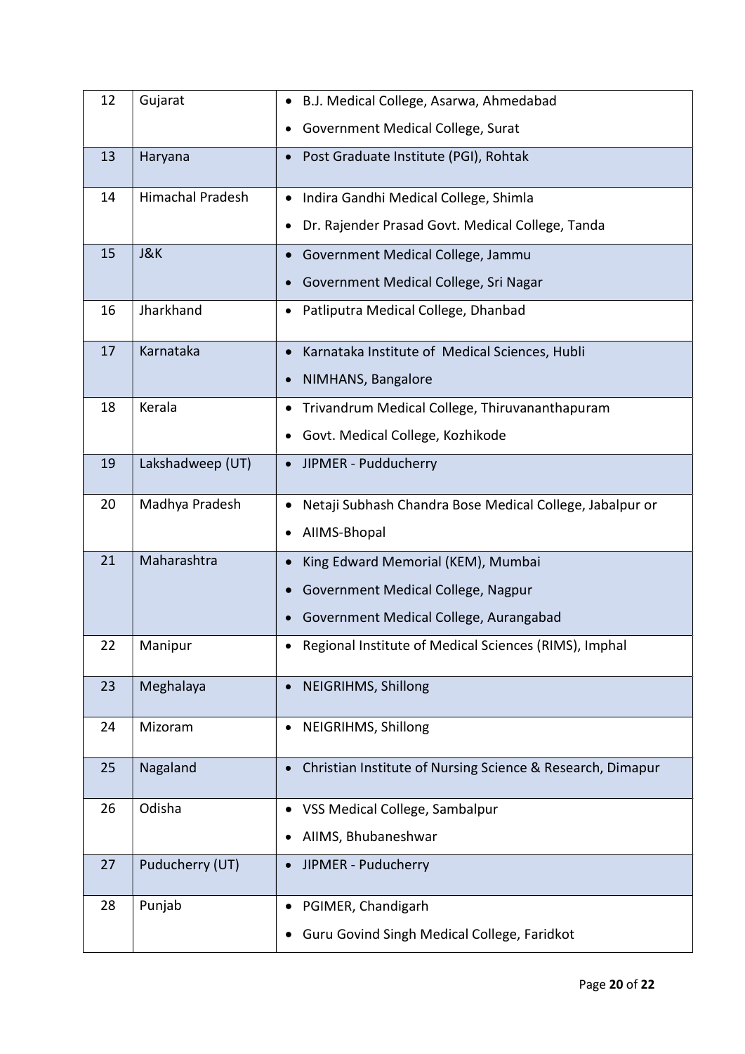| 12 | Gujarat | • B.J. Medical College, Asarwa, Ahmedabad<br>• Government Medical College, Surat |
|---|---|---|
| 13 | Haryana | • Post Graduate Institute (PGI), Rohtak |
| 14 | Himachal Pradesh | • Indira Gandhi Medical College, Shimla<br>• Dr. Rajender Prasad Govt. Medical College, Tanda |
| 15 | J&K | • Government Medical College, Jammu<br>• Government Medical College, Sri Nagar |
| 16 | Jharkhand | • Patliputra Medical College, Dhanbad |
| 17 | Karnataka | • Karnataka Institute of Medical Sciences, Hubli<br>• NIMHANS, Bangalore |
| 18 | Kerala | • Trivandrum Medical College, Thiruvananthapuram<br>• Govt. Medical College, Kozhikode |
| 19 | Lakshadweep (UT) | • JIPMER - Pudducherry |
| 20 | Madhya Pradesh | • Netaji Subhash Chandra Bose Medical College, Jabalpur or<br>• AIIMS-Bhopal |
| 21 | Maharashtra | • King Edward Memorial (KEM), Mumbai<br>• Government Medical College, Nagpur<br>• Government Medical College, Aurangabad |
| 22 | Manipur | • Regional Institute of Medical Sciences (RIMS), Imphal |
| 23 | Meghalaya | • NEIGRIHMS, Shillong |
| 24 | Mizoram | • NEIGRIHMS, Shillong |
| 25 | Nagaland | • Christian Institute of Nursing Science & Research, Dimapur |
| 26 | Odisha | • VSS Medical College, Sambalpur<br>• AIIMS, Bhubaneshwar |
| 27 | Puducherry (UT) | • JIPMER - Puducherry |
| 28 | Punjab | • PGIMER, Chandigarh<br>• Guru Govind Singh Medical College, Faridkot |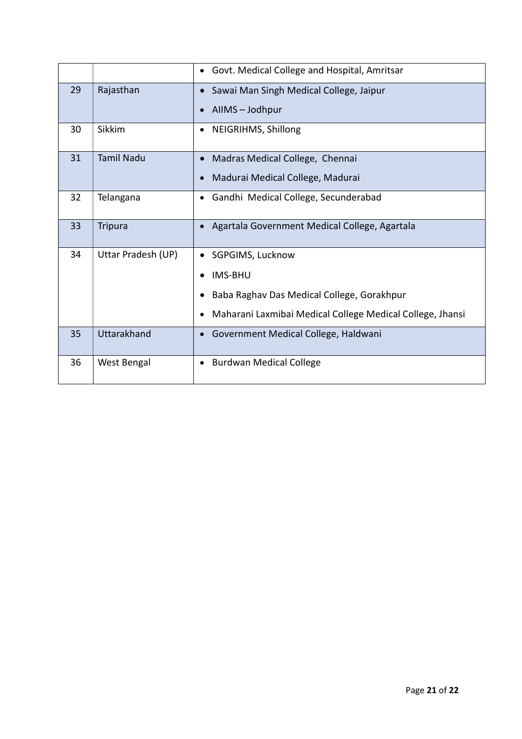| | | |
|---|---|---|
| | | • Govt. Medical College and Hospital, Amritsar |
| 29 | Rajasthan | • Sawai Man Singh Medical College, Jaipur<br>• AIIMS – Jodhpur |
| 30 | Sikkim | • NEIGRIHMS, Shillong |
| 31 | Tamil Nadu | • Madras Medical College, Chennai<br>• Madurai Medical College, Madurai |
| 32 | Telangana | • Gandhi Medical College, Secunderabad |
| 33 | Tripura | • Agartala Government Medical College, Agartala |
| 34 | Uttar Pradesh (UP) | • SGPGIMS, Lucknow<br>• IMS-BHU<br>• Baba Raghav Das Medical College, Gorakhpur<br>• Maharani Laxmibai Medical College Medical College, Jhansi |
| 35 | Uttarakhand | • Government Medical College, Haldwani |
| 36 | West Bengal | • Burdwan Medical College |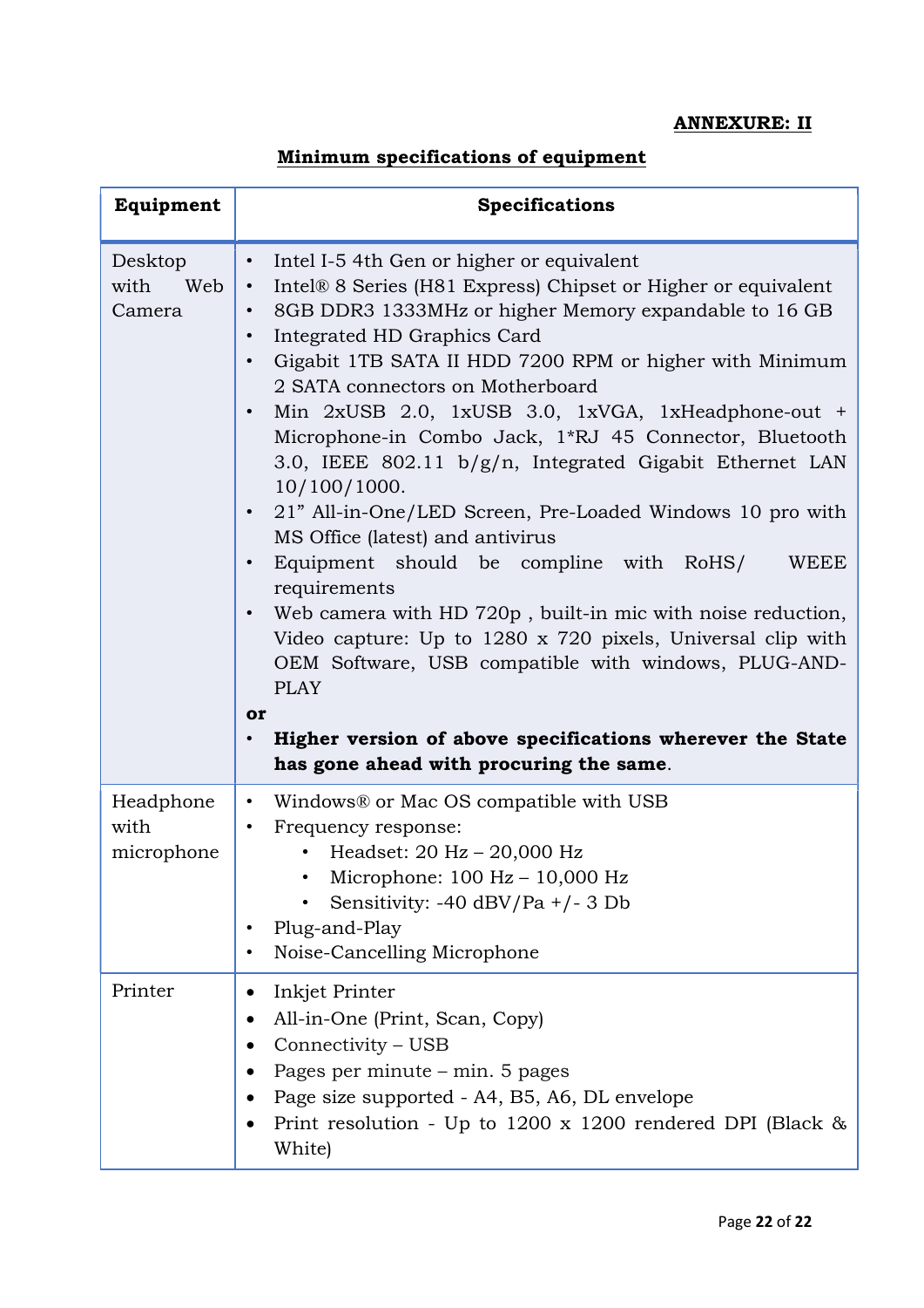**ANNEXURE: II**

**Minimum specifications of equipment**

| Equipment | Specifications |
|---|---|
| Desktop with Web Camera | • Intel I-5 4th Gen or higher or equivalent<br>• Intel® 8 Series (H81 Express) Chipset or Higher or equivalent<br>• 8GB DDR3 1333MHz or higher Memory expandable to 16 GB<br>• Integrated HD Graphics Card<br>• Gigabit 1TB SATA II HDD 7200 RPM or higher with Minimum 2 SATA connectors on Motherboard<br>• Min 2xUSB 2.0, 1xUSB 3.0, 1xVGA, 1xHeadphone-out + Microphone-in Combo Jack, 1*RJ 45 Connector, Bluetooth 3.0, IEEE 802.11 b/g/n, Integrated Gigabit Ethernet LAN 10/100/1000.<br>• 21" All-in-One/LED Screen, Pre-Loaded Windows 10 pro with MS Office (latest) and antivirus<br>• Equipment should be compline with RoHS/ WEEE requirements<br>• Web camera with HD 720p , built-in mic with noise reduction, Video capture: Up to 1280 x 720 pixels, Universal clip with OEM Software, USB compatible with windows, PLUG-AND-PLAY<br>**or**<br>• **Higher version of above specifications wherever the State has gone ahead with procuring the same**. |
| Headphone with microphone | • Windows® or Mac OS compatible with USB<br>• Frequency response:<br>&nbsp;&nbsp;&nbsp;&nbsp;• Headset: 20 Hz – 20,000 Hz<br>&nbsp;&nbsp;&nbsp;&nbsp;• Microphone: 100 Hz – 10,000 Hz<br>&nbsp;&nbsp;&nbsp;&nbsp;• Sensitivity: -40 dBV/Pa +/- 3 Db<br>• Plug-and-Play<br>• Noise-Cancelling Microphone |
| Printer | • Inkjet Printer<br>• All-in-One (Print, Scan, Copy)<br>• Connectivity – USB<br>• Pages per minute – min. 5 pages<br>• Page size supported - A4, B5, A6, DL envelope<br>• Print resolution - Up to 1200 x 1200 rendered DPI (Black & White) |